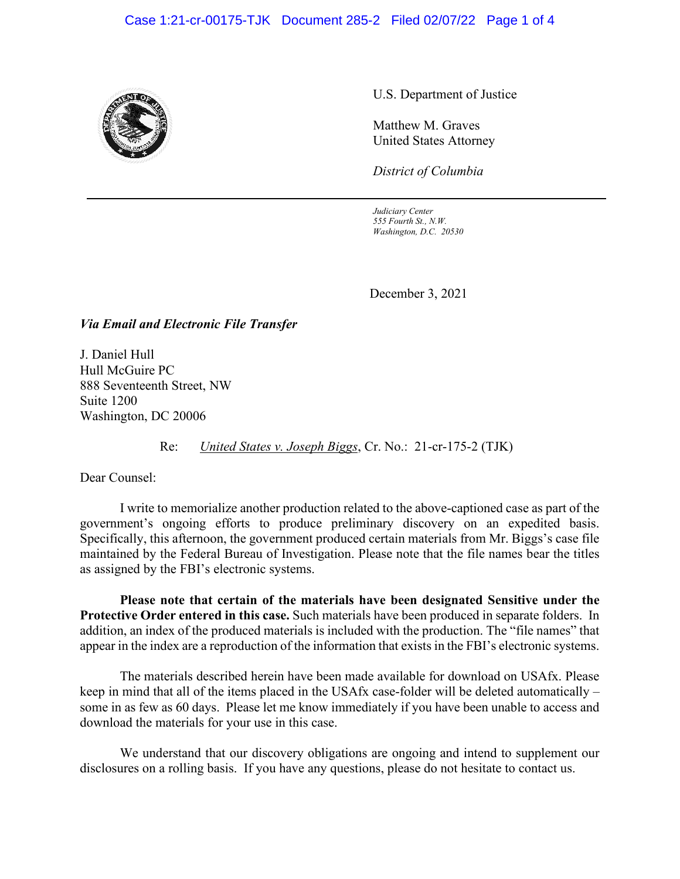U.S. Department of Justice

Matthew M. Graves
United States Attorney

*District of Columbia*

---

*Judiciary Center*
*555 Fourth St., N.W.*
*Washington, D.C. 20530*

December 3, 2021

***Via Email and Electronic File Transfer***

J. Daniel Hull
Hull McGuire PC
888 Seventeenth Street, NW
Suite 1200
Washington, DC 20006

Re: United States v. Joseph Biggs, Cr. No.: 21-cr-175-2 (TJK)

Dear Counsel:

I write to memorialize another production related to the above-captioned case as part of the government's ongoing efforts to produce preliminary discovery on an expedited basis. Specifically, this afternoon, the government produced certain materials from Mr. Biggs's case file maintained by the Federal Bureau of Investigation. Please note that the file names bear the titles as assigned by the FBI's electronic systems.

**Please note that certain of the materials have been designated Sensitive under the Protective Order entered in this case.** Such materials have been produced in separate folders. In addition, an index of the produced materials is included with the production. The "file names" that appear in the index are a reproduction of the information that exists in the FBI's electronic systems.

The materials described herein have been made available for download on USAfx. Please keep in mind that all of the items placed in the USAfx case-folder will be deleted automatically – some in as few as 60 days. Please let me know immediately if you have been unable to access and download the materials for your use in this case.

We understand that our discovery obligations are ongoing and intend to supplement our disclosures on a rolling basis. If you have any questions, please do not hesitate to contact us.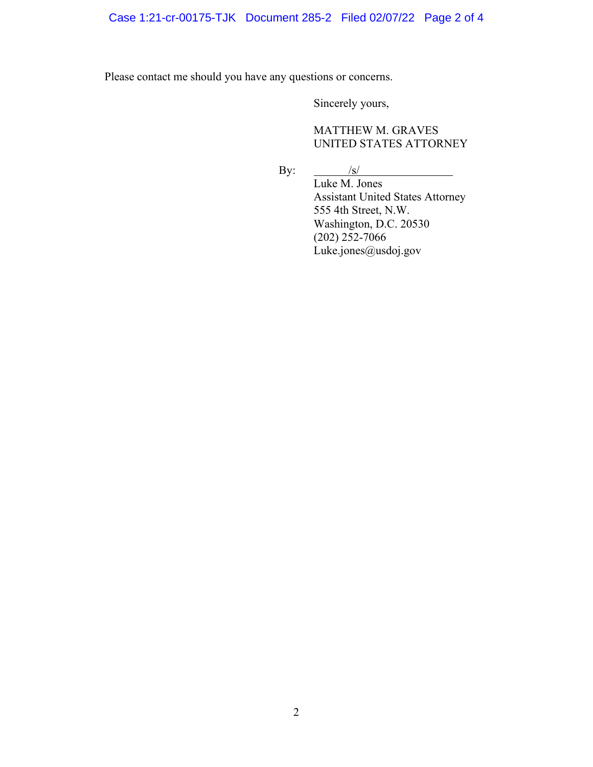Please contact me should you have any questions or concerns.

Sincerely yours,

MATTHEW M. GRAVES
UNITED STATES ATTORNEY

By: /s/

Luke M. Jones
Assistant United States Attorney
555 4th Street, N.W.
Washington, D.C. 20530
(202) 252-7066
Luke.jones@usdoj.gov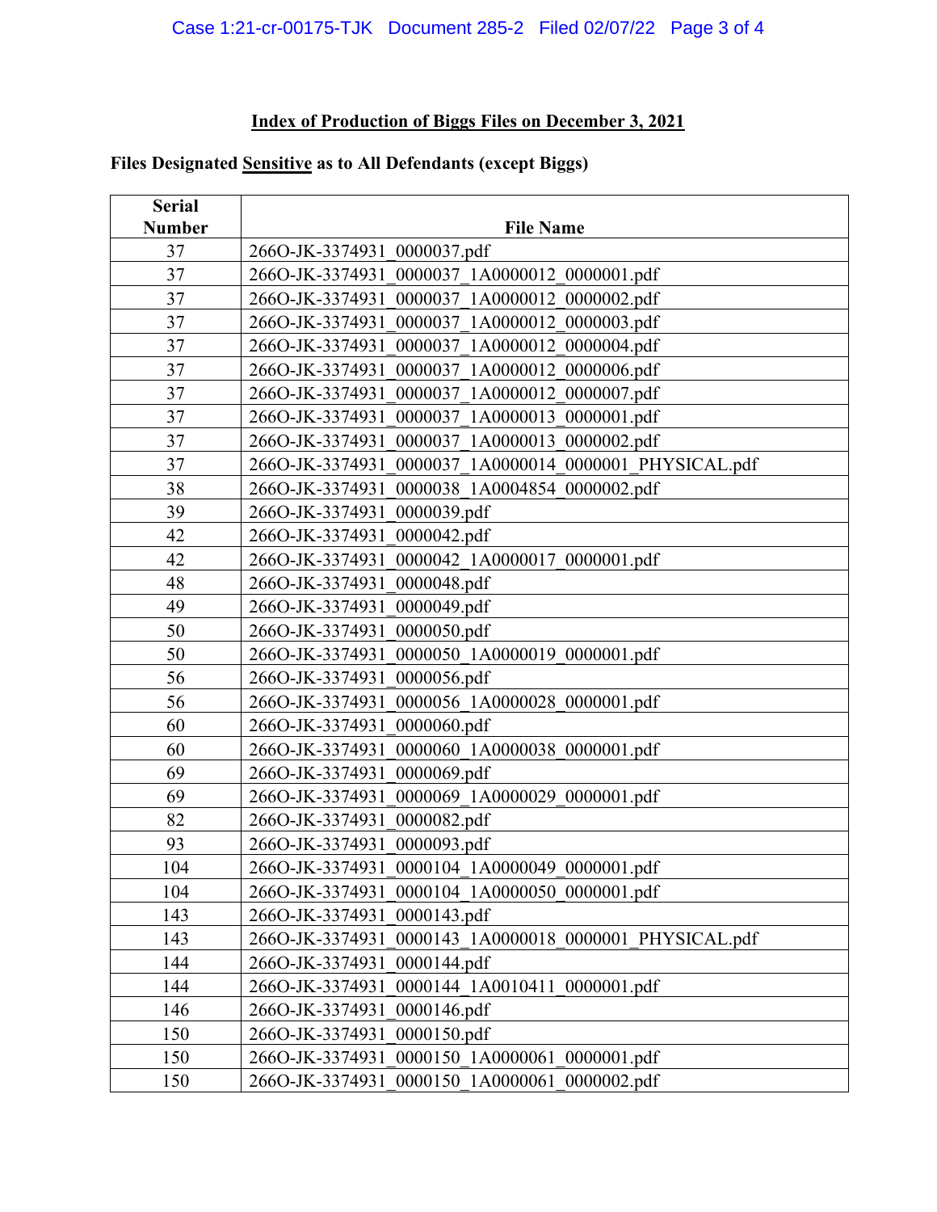**Index of Production of Biggs Files on December 3, 2021**

**Files Designated Sensitive as to All Defendants (except Biggs)**

| Serial Number | File Name |
|---|---|
| 37 | 266O-JK-3374931_0000037.pdf |
| 37 | 266O-JK-3374931_0000037_1A0000012_0000001.pdf |
| 37 | 266O-JK-3374931_0000037_1A0000012_0000002.pdf |
| 37 | 266O-JK-3374931_0000037_1A0000012_0000003.pdf |
| 37 | 266O-JK-3374931_0000037_1A0000012_0000004.pdf |
| 37 | 266O-JK-3374931_0000037_1A0000012_0000006.pdf |
| 37 | 266O-JK-3374931_0000037_1A0000012_0000007.pdf |
| 37 | 266O-JK-3374931_0000037_1A0000013_0000001.pdf |
| 37 | 266O-JK-3374931_0000037_1A0000013_0000002.pdf |
| 37 | 266O-JK-3374931_0000037_1A0000014_0000001_PHYSICAL.pdf |
| 38 | 266O-JK-3374931_0000038_1A0004854_0000002.pdf |
| 39 | 266O-JK-3374931_0000039.pdf |
| 42 | 266O-JK-3374931_0000042.pdf |
| 42 | 266O-JK-3374931_0000042_1A0000017_0000001.pdf |
| 48 | 266O-JK-3374931_0000048.pdf |
| 49 | 266O-JK-3374931_0000049.pdf |
| 50 | 266O-JK-3374931_0000050.pdf |
| 50 | 266O-JK-3374931_0000050_1A0000019_0000001.pdf |
| 56 | 266O-JK-3374931_0000056.pdf |
| 56 | 266O-JK-3374931_0000056_1A0000028_0000001.pdf |
| 60 | 266O-JK-3374931_0000060.pdf |
| 60 | 266O-JK-3374931_0000060_1A0000038_0000001.pdf |
| 69 | 266O-JK-3374931_0000069.pdf |
| 69 | 266O-JK-3374931_0000069_1A0000029_0000001.pdf |
| 82 | 266O-JK-3374931_0000082.pdf |
| 93 | 266O-JK-3374931_0000093.pdf |
| 104 | 266O-JK-3374931_0000104_1A0000049_0000001.pdf |
| 104 | 266O-JK-3374931_0000104_1A0000050_0000001.pdf |
| 143 | 266O-JK-3374931_0000143.pdf |
| 143 | 266O-JK-3374931_0000143_1A0000018_0000001_PHYSICAL.pdf |
| 144 | 266O-JK-3374931_0000144.pdf |
| 144 | 266O-JK-3374931_0000144_1A0010411_0000001.pdf |
| 146 | 266O-JK-3374931_0000146.pdf |
| 150 | 266O-JK-3374931_0000150.pdf |
| 150 | 266O-JK-3374931_0000150_1A0000061_0000001.pdf |
| 150 | 266O-JK-3374931_0000150_1A0000061_0000002.pdf |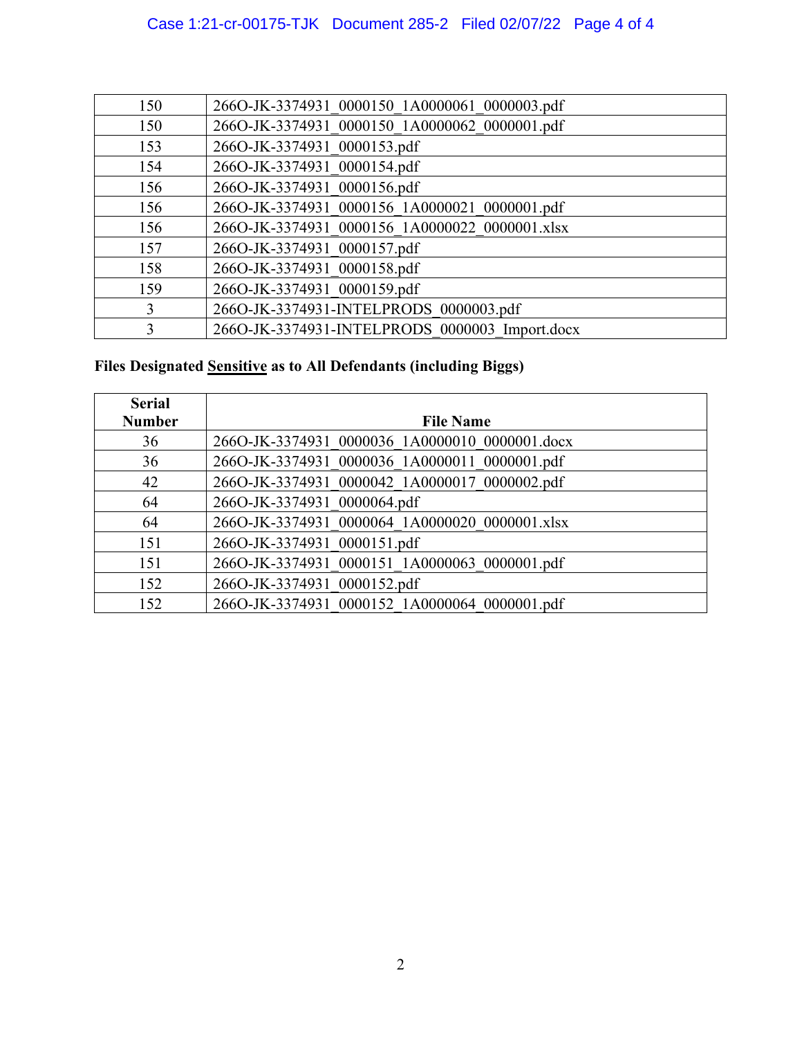| | |
|---|---|
| 150 | 266O-JK-3374931_0000150_1A0000061_0000003.pdf |
| 150 | 266O-JK-3374931_0000150_1A0000062_0000001.pdf |
| 153 | 266O-JK-3374931_0000153.pdf |
| 154 | 266O-JK-3374931_0000154.pdf |
| 156 | 266O-JK-3374931_0000156.pdf |
| 156 | 266O-JK-3374931_0000156_1A0000021_0000001.pdf |
| 156 | 266O-JK-3374931_0000156_1A0000022_0000001.xlsx |
| 157 | 266O-JK-3374931_0000157.pdf |
| 158 | 266O-JK-3374931_0000158.pdf |
| 159 | 266O-JK-3374931_0000159.pdf |
| 3 | 266O-JK-3374931-INTELPRODS_0000003.pdf |
| 3 | 266O-JK-3374931-INTELPRODS_0000003_Import.docx |

**Files Designated Sensitive as to All Defendants (including Biggs)**

| Serial Number | File Name |
|---|---|
| 36 | 266O-JK-3374931_0000036_1A0000010_0000001.docx |
| 36 | 266O-JK-3374931_0000036_1A0000011_0000001.pdf |
| 42 | 266O-JK-3374931_0000042_1A0000017_0000002.pdf |
| 64 | 266O-JK-3374931_0000064.pdf |
| 64 | 266O-JK-3374931_0000064_1A0000020_0000001.xlsx |
| 151 | 266O-JK-3374931_0000151.pdf |
| 151 | 266O-JK-3374931_0000151_1A0000063_0000001.pdf |
| 152 | 266O-JK-3374931_0000152.pdf |
| 152 | 266O-JK-3374931_0000152_1A0000064_0000001.pdf |